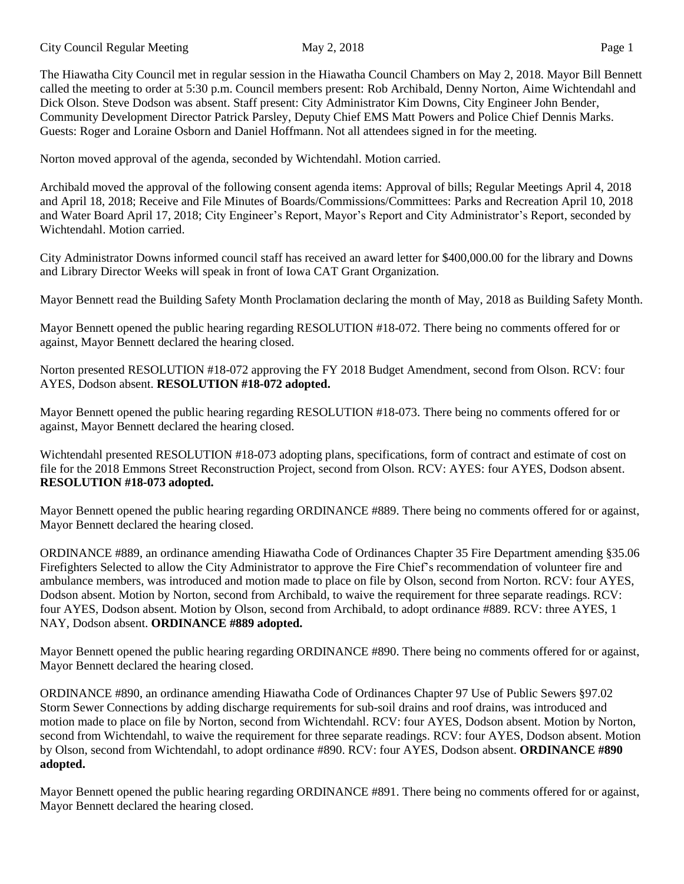The Hiawatha City Council met in regular session in the Hiawatha Council Chambers on May 2, 2018. Mayor Bill Bennett called the meeting to order at 5:30 p.m. Council members present: Rob Archibald, Denny Norton, Aime Wichtendahl and Dick Olson. Steve Dodson was absent. Staff present: City Administrator Kim Downs, City Engineer John Bender, Community Development Director Patrick Parsley, Deputy Chief EMS Matt Powers and Police Chief Dennis Marks. Guests: Roger and Loraine Osborn and Daniel Hoffmann. Not all attendees signed in for the meeting.

Norton moved approval of the agenda, seconded by Wichtendahl. Motion carried.

Archibald moved the approval of the following consent agenda items: Approval of bills; Regular Meetings April 4, 2018 and April 18, 2018; Receive and File Minutes of Boards/Commissions/Committees: Parks and Recreation April 10, 2018 and Water Board April 17, 2018; City Engineer's Report, Mayor's Report and City Administrator's Report, seconded by Wichtendahl. Motion carried.

City Administrator Downs informed council staff has received an award letter for $400,000.00 for the library and Downs and Library Director Weeks will speak in front of Iowa CAT Grant Organization.

Mayor Bennett read the Building Safety Month Proclamation declaring the month of May, 2018 as Building Safety Month.

Mayor Bennett opened the public hearing regarding RESOLUTION #18-072. There being no comments offered for or against, Mayor Bennett declared the hearing closed.

Norton presented RESOLUTION #18-072 approving the FY 2018 Budget Amendment, second from Olson. RCV: four AYES, Dodson absent. **RESOLUTION #18-072 adopted.**

Mayor Bennett opened the public hearing regarding RESOLUTION #18-073. There being no comments offered for or against, Mayor Bennett declared the hearing closed.

Wichtendahl presented RESOLUTION #18-073 adopting plans, specifications, form of contract and estimate of cost on file for the 2018 Emmons Street Reconstruction Project, second from Olson. RCV: AYES: four AYES, Dodson absent. **RESOLUTION #18-073 adopted.**

Mayor Bennett opened the public hearing regarding ORDINANCE #889. There being no comments offered for or against, Mayor Bennett declared the hearing closed.

ORDINANCE #889, an ordinance amending Hiawatha Code of Ordinances Chapter 35 Fire Department amending §35.06 Firefighters Selected to allow the City Administrator to approve the Fire Chief's recommendation of volunteer fire and ambulance members, was introduced and motion made to place on file by Olson, second from Norton. RCV: four AYES, Dodson absent. Motion by Norton, second from Archibald, to waive the requirement for three separate readings. RCV: four AYES, Dodson absent. Motion by Olson, second from Archibald, to adopt ordinance #889. RCV: three AYES, 1 NAY, Dodson absent. **ORDINANCE #889 adopted.**

Mayor Bennett opened the public hearing regarding ORDINANCE #890. There being no comments offered for or against, Mayor Bennett declared the hearing closed.

ORDINANCE #890, an ordinance amending Hiawatha Code of Ordinances Chapter 97 Use of Public Sewers §97.02 Storm Sewer Connections by adding discharge requirements for sub-soil drains and roof drains, was introduced and motion made to place on file by Norton, second from Wichtendahl. RCV: four AYES, Dodson absent. Motion by Norton, second from Wichtendahl, to waive the requirement for three separate readings. RCV: four AYES, Dodson absent. Motion by Olson, second from Wichtendahl, to adopt ordinance #890. RCV: four AYES, Dodson absent. **ORDINANCE #890 adopted.**

Mayor Bennett opened the public hearing regarding ORDINANCE #891. There being no comments offered for or against, Mayor Bennett declared the hearing closed.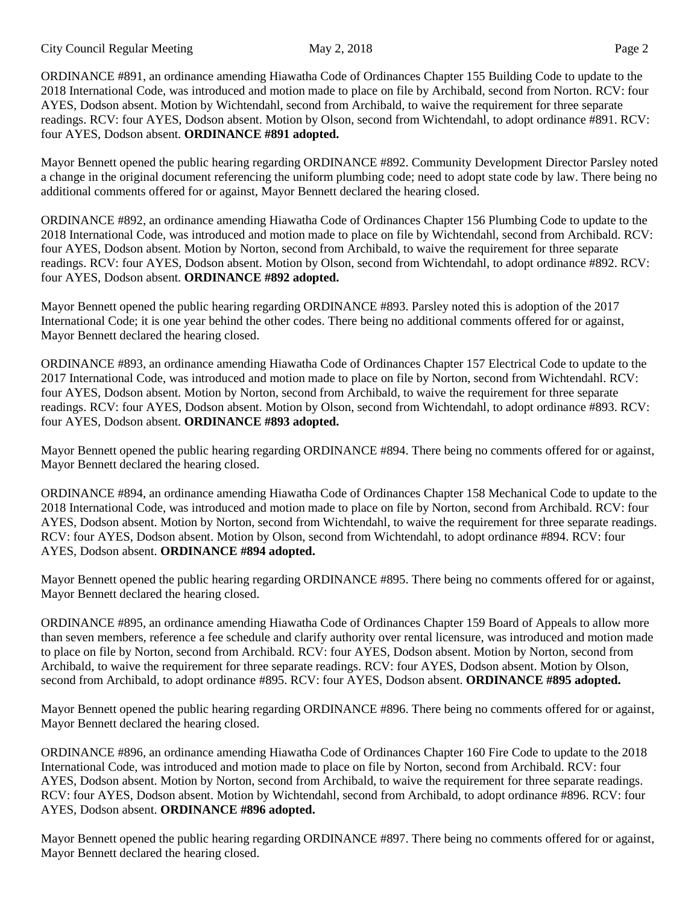ORDINANCE #891, an ordinance amending Hiawatha Code of Ordinances Chapter 155 Building Code to update to the 2018 International Code, was introduced and motion made to place on file by Archibald, second from Norton. RCV: four AYES, Dodson absent. Motion by Wichtendahl, second from Archibald, to waive the requirement for three separate readings. RCV: four AYES, Dodson absent. Motion by Olson, second from Wichtendahl, to adopt ordinance #891. RCV: four AYES, Dodson absent. **ORDINANCE #891 adopted.**

Mayor Bennett opened the public hearing regarding ORDINANCE #892. Community Development Director Parsley noted a change in the original document referencing the uniform plumbing code; need to adopt state code by law. There being no additional comments offered for or against, Mayor Bennett declared the hearing closed.

ORDINANCE #892, an ordinance amending Hiawatha Code of Ordinances Chapter 156 Plumbing Code to update to the 2018 International Code, was introduced and motion made to place on file by Wichtendahl, second from Archibald. RCV: four AYES, Dodson absent. Motion by Norton, second from Archibald, to waive the requirement for three separate readings. RCV: four AYES, Dodson absent. Motion by Olson, second from Wichtendahl, to adopt ordinance #892. RCV: four AYES, Dodson absent. **ORDINANCE #892 adopted.**

Mayor Bennett opened the public hearing regarding ORDINANCE #893. Parsley noted this is adoption of the 2017 International Code; it is one year behind the other codes. There being no additional comments offered for or against, Mayor Bennett declared the hearing closed.

ORDINANCE #893, an ordinance amending Hiawatha Code of Ordinances Chapter 157 Electrical Code to update to the 2017 International Code, was introduced and motion made to place on file by Norton, second from Wichtendahl. RCV: four AYES, Dodson absent. Motion by Norton, second from Archibald, to waive the requirement for three separate readings. RCV: four AYES, Dodson absent. Motion by Olson, second from Wichtendahl, to adopt ordinance #893. RCV: four AYES, Dodson absent. **ORDINANCE #893 adopted.**

Mayor Bennett opened the public hearing regarding ORDINANCE #894. There being no comments offered for or against, Mayor Bennett declared the hearing closed.

ORDINANCE #894, an ordinance amending Hiawatha Code of Ordinances Chapter 158 Mechanical Code to update to the 2018 International Code, was introduced and motion made to place on file by Norton, second from Archibald. RCV: four AYES, Dodson absent. Motion by Norton, second from Wichtendahl, to waive the requirement for three separate readings. RCV: four AYES, Dodson absent. Motion by Olson, second from Wichtendahl, to adopt ordinance #894. RCV: four AYES, Dodson absent. **ORDINANCE #894 adopted.**

Mayor Bennett opened the public hearing regarding ORDINANCE #895. There being no comments offered for or against, Mayor Bennett declared the hearing closed.

ORDINANCE #895, an ordinance amending Hiawatha Code of Ordinances Chapter 159 Board of Appeals to allow more than seven members, reference a fee schedule and clarify authority over rental licensure, was introduced and motion made to place on file by Norton, second from Archibald. RCV: four AYES, Dodson absent. Motion by Norton, second from Archibald, to waive the requirement for three separate readings. RCV: four AYES, Dodson absent. Motion by Olson, second from Archibald, to adopt ordinance #895. RCV: four AYES, Dodson absent. **ORDINANCE #895 adopted.**

Mayor Bennett opened the public hearing regarding ORDINANCE #896. There being no comments offered for or against, Mayor Bennett declared the hearing closed.

ORDINANCE #896, an ordinance amending Hiawatha Code of Ordinances Chapter 160 Fire Code to update to the 2018 International Code, was introduced and motion made to place on file by Norton, second from Archibald. RCV: four AYES, Dodson absent. Motion by Norton, second from Archibald, to waive the requirement for three separate readings. RCV: four AYES, Dodson absent. Motion by Wichtendahl, second from Archibald, to adopt ordinance #896. RCV: four AYES, Dodson absent. **ORDINANCE #896 adopted.**

Mayor Bennett opened the public hearing regarding ORDINANCE #897. There being no comments offered for or against, Mayor Bennett declared the hearing closed.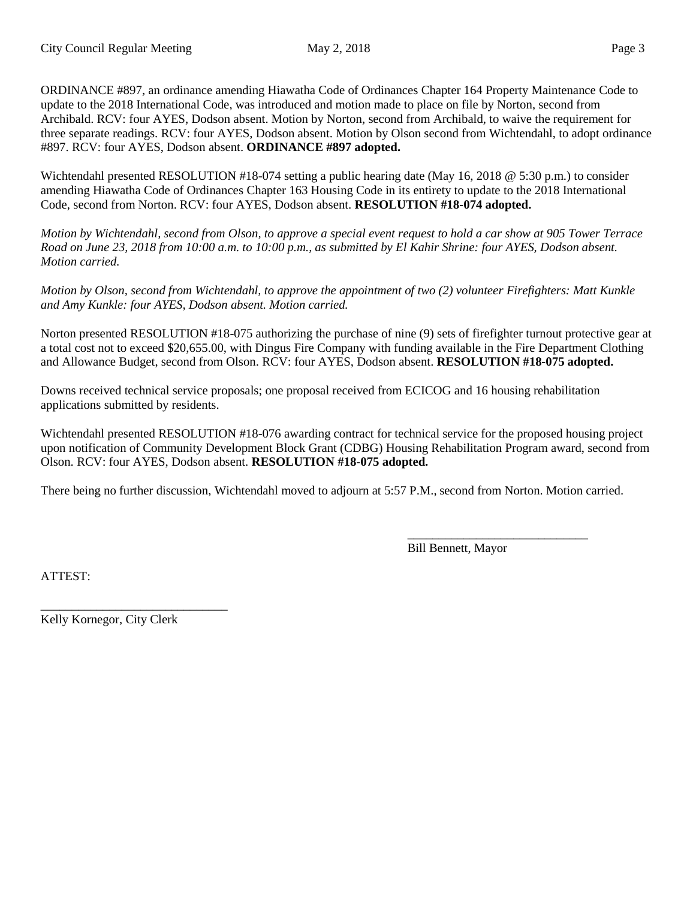ORDINANCE #897, an ordinance amending Hiawatha Code of Ordinances Chapter 164 Property Maintenance Code to update to the 2018 International Code, was introduced and motion made to place on file by Norton, second from Archibald. RCV: four AYES, Dodson absent. Motion by Norton, second from Archibald, to waive the requirement for three separate readings. RCV: four AYES, Dodson absent. Motion by Olson second from Wichtendahl, to adopt ordinance #897. RCV: four AYES, Dodson absent. **ORDINANCE #897 adopted.**

Wichtendahl presented RESOLUTION #18-074 setting a public hearing date (May 16, 2018 @ 5:30 p.m.) to consider amending Hiawatha Code of Ordinances Chapter 163 Housing Code in its entirety to update to the 2018 International Code, second from Norton. RCV: four AYES, Dodson absent. **RESOLUTION #18-074 adopted.**

*Motion by Wichtendahl, second from Olson, to approve a special event request to hold a car show at 905 Tower Terrace Road on June 23, 2018 from 10:00 a.m. to 10:00 p.m., as submitted by El Kahir Shrine: four AYES, Dodson absent. Motion carried.*

*Motion by Olson, second from Wichtendahl, to approve the appointment of two (2) volunteer Firefighters: Matt Kunkle and Amy Kunkle: four AYES, Dodson absent. Motion carried.*

Norton presented RESOLUTION #18-075 authorizing the purchase of nine (9) sets of firefighter turnout protective gear at a total cost not to exceed $20,655.00, with Dingus Fire Company with funding available in the Fire Department Clothing and Allowance Budget, second from Olson. RCV: four AYES, Dodson absent. **RESOLUTION #18-075 adopted.**

Downs received technical service proposals; one proposal received from ECICOG and 16 housing rehabilitation applications submitted by residents.

Wichtendahl presented RESOLUTION #18-076 awarding contract for technical service for the proposed housing project upon notification of Community Development Block Grant (CDBG) Housing Rehabilitation Program award, second from Olson. RCV: four AYES, Dodson absent. **RESOLUTION #18-075 adopted.**

There being no further discussion, Wichtendahl moved to adjourn at 5:57 P.M., second from Norton. Motion carried.

_____________________________
Bill Bennett, Mayor

ATTEST:

_____________________________
Kelly Kornegor, City Clerk